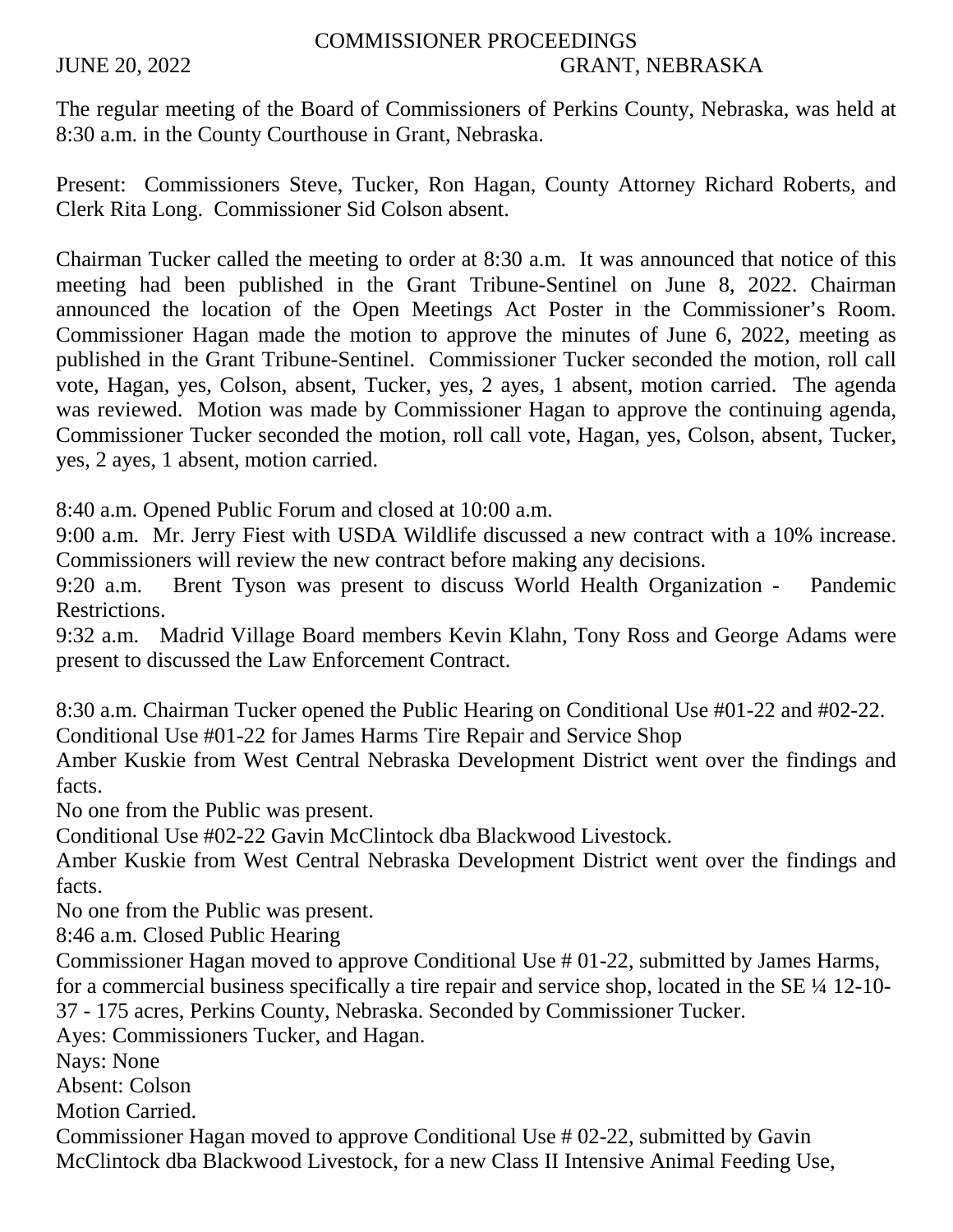# COMMISSIONER PROCEEDINGS

JUNE 20, 2022 GRANT, NEBRASKA

The regular meeting of the Board of Commissioners of Perkins County, Nebraska, was held at 8:30 a.m. in the County Courthouse in Grant, Nebraska.

Present: Commissioners Steve, Tucker, Ron Hagan, County Attorney Richard Roberts, and Clerk Rita Long. Commissioner Sid Colson absent.

Chairman Tucker called the meeting to order at 8:30 a.m. It was announced that notice of this meeting had been published in the Grant Tribune-Sentinel on June 8, 2022. Chairman announced the location of the Open Meetings Act Poster in the Commissioner's Room. Commissioner Hagan made the motion to approve the minutes of June 6, 2022, meeting as published in the Grant Tribune-Sentinel. Commissioner Tucker seconded the motion, roll call vote, Hagan, yes, Colson, absent, Tucker, yes, 2 ayes, 1 absent, motion carried. The agenda was reviewed. Motion was made by Commissioner Hagan to approve the continuing agenda, Commissioner Tucker seconded the motion, roll call vote, Hagan, yes, Colson, absent, Tucker, yes, 2 ayes, 1 absent, motion carried.

8:40 a.m. Opened Public Forum and closed at 10:00 a.m.

9:00 a.m. Mr. Jerry Fiest with USDA Wildlife discussed a new contract with a 10% increase. Commissioners will review the new contract before making any decisions.

9:20 a.m. Brent Tyson was present to discuss World Health Organization - Pandemic Restrictions.

9:32 a.m. Madrid Village Board members Kevin Klahn, Tony Ross and George Adams were present to discussed the Law Enforcement Contract.

8:30 a.m. Chairman Tucker opened the Public Hearing on Conditional Use #01-22 and #02-22.

Conditional Use #01-22 for James Harms Tire Repair and Service Shop

Amber Kuskie from West Central Nebraska Development District went over the findings and facts.

No one from the Public was present.

Conditional Use #02-22 Gavin McClintock dba Blackwood Livestock.

Amber Kuskie from West Central Nebraska Development District went over the findings and facts.

No one from the Public was present.

8:46 a.m. Closed Public Hearing

Commissioner Hagan moved to approve Conditional Use # 01-22, submitted by James Harms, for a commercial business specifically a tire repair and service shop, located in the SE ¼ 12-10-37 - 175 acres, Perkins County, Nebraska. Seconded by Commissioner Tucker.

Ayes: Commissioners Tucker, and Hagan.

Nays: None

Absent: Colson

Motion Carried.

Commissioner Hagan moved to approve Conditional Use # 02-22, submitted by Gavin McClintock dba Blackwood Livestock, for a new Class II Intensive Animal Feeding Use,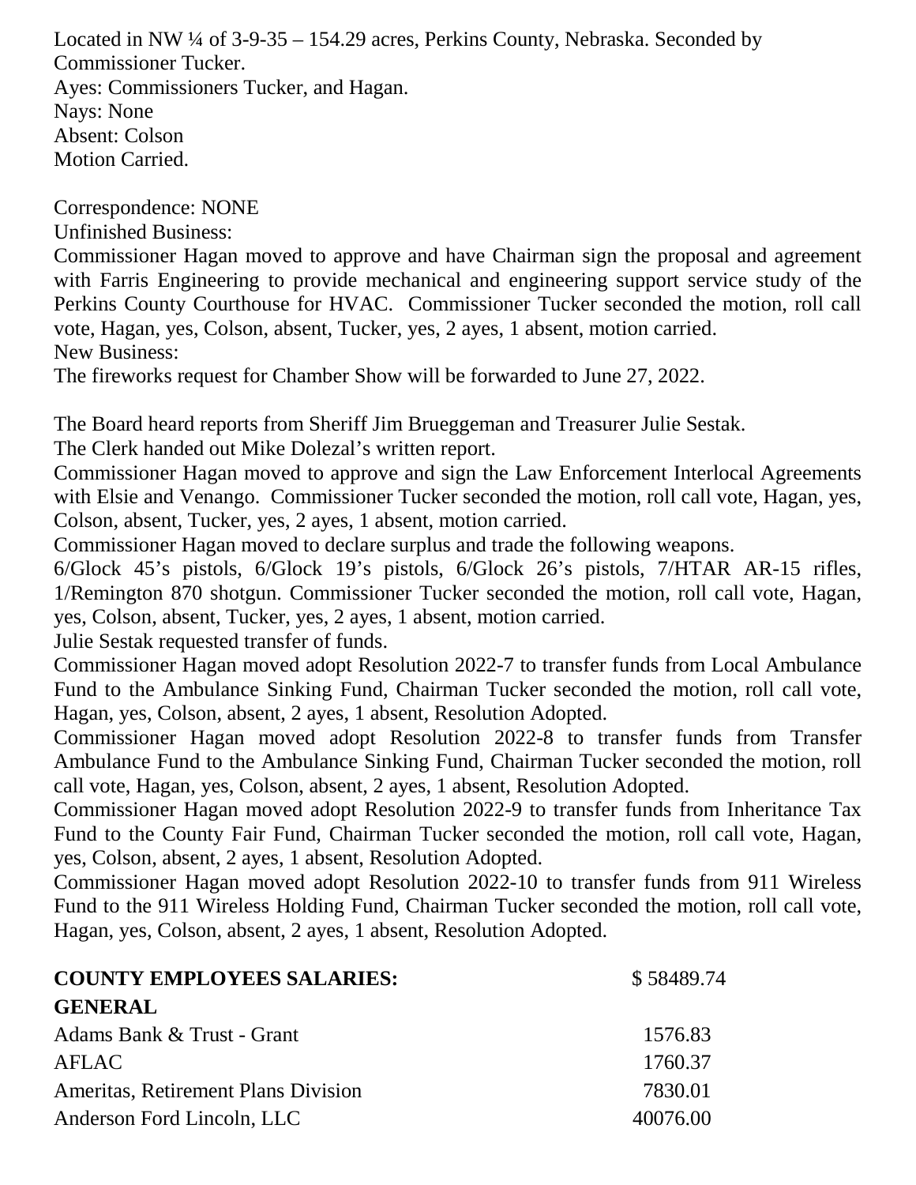Located in NW ¼ of 3-9-35 – 154.29 acres, Perkins County, Nebraska. Seconded by Commissioner Tucker.
Ayes: Commissioners Tucker, and Hagan.
Nays: None
Absent: Colson
Motion Carried.

Correspondence: NONE
Unfinished Business:
Commissioner Hagan moved to approve and have Chairman sign the proposal and agreement with Farris Engineering to provide mechanical and engineering support service study of the Perkins County Courthouse for HVAC. Commissioner Tucker seconded the motion, roll call vote, Hagan, yes, Colson, absent, Tucker, yes, 2 ayes, 1 absent, motion carried.
New Business:
The fireworks request for Chamber Show will be forwarded to June 27, 2022.

The Board heard reports from Sheriff Jim Brueggeman and Treasurer Julie Sestak.
The Clerk handed out Mike Dolezal's written report.
Commissioner Hagan moved to approve and sign the Law Enforcement Interlocal Agreements with Elsie and Venango. Commissioner Tucker seconded the motion, roll call vote, Hagan, yes, Colson, absent, Tucker, yes, 2 ayes, 1 absent, motion carried.
Commissioner Hagan moved to declare surplus and trade the following weapons.
6/Glock 45's pistols, 6/Glock 19's pistols, 6/Glock 26's pistols, 7/HTAR AR-15 rifles, 1/Remington 870 shotgun. Commissioner Tucker seconded the motion, roll call vote, Hagan, yes, Colson, absent, Tucker, yes, 2 ayes, 1 absent, motion carried.
Julie Sestak requested transfer of funds.
Commissioner Hagan moved adopt Resolution 2022-7 to transfer funds from Local Ambulance Fund to the Ambulance Sinking Fund, Chairman Tucker seconded the motion, roll call vote, Hagan, yes, Colson, absent, 2 ayes, 1 absent, Resolution Adopted.
Commissioner Hagan moved adopt Resolution 2022-8 to transfer funds from Transfer Ambulance Fund to the Ambulance Sinking Fund, Chairman Tucker seconded the motion, roll call vote, Hagan, yes, Colson, absent, 2 ayes, 1 absent, Resolution Adopted.
Commissioner Hagan moved adopt Resolution 2022-9 to transfer funds from Inheritance Tax Fund to the County Fair Fund, Chairman Tucker seconded the motion, roll call vote, Hagan, yes, Colson, absent, 2 ayes, 1 absent, Resolution Adopted.
Commissioner Hagan moved adopt Resolution 2022-10 to transfer funds from 911 Wireless Fund to the 911 Wireless Holding Fund, Chairman Tucker seconded the motion, roll call vote, Hagan, yes, Colson, absent, 2 ayes, 1 absent, Resolution Adopted.

| **COUNTY EMPLOYEES SALARIES:** | $ 58489.74 |
|---|---|
| **GENERAL** | |
| Adams Bank & Trust - Grant | 1576.83 |
| AFLAC | 1760.37 |
| Ameritas, Retirement Plans Division | 7830.01 |
| Anderson Ford Lincoln, LLC | 40076.00 |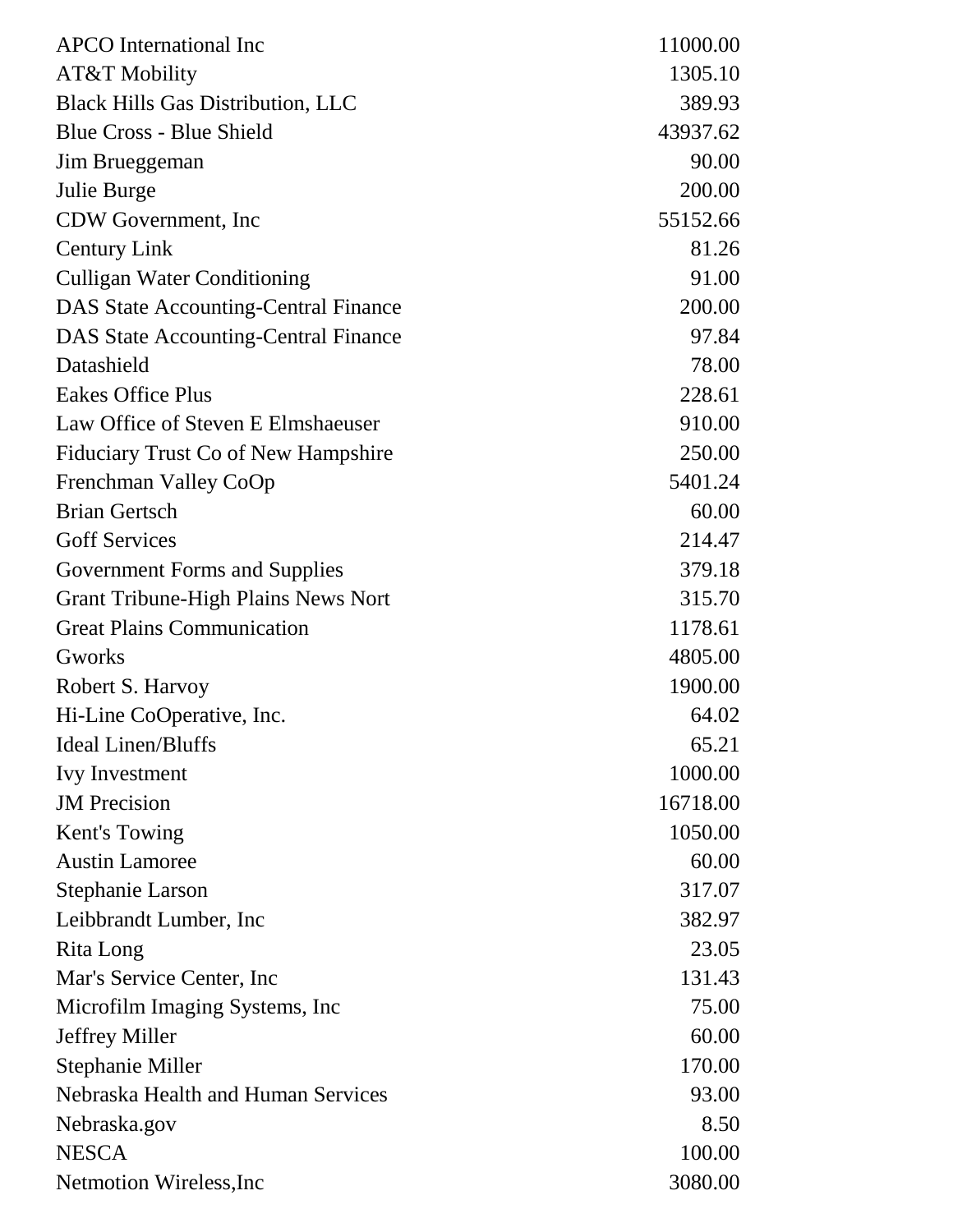| | |
|---|---|
| APCO International Inc | 11000.00 |
| AT&T Mobility | 1305.10 |
| Black Hills Gas Distribution, LLC | 389.93 |
| Blue Cross - Blue Shield | 43937.62 |
| Jim Brueggeman | 90.00 |
| Julie Burge | 200.00 |
| CDW Government, Inc | 55152.66 |
| Century Link | 81.26 |
| Culligan Water Conditioning | 91.00 |
| DAS State Accounting-Central Finance | 200.00 |
| DAS State Accounting-Central Finance | 97.84 |
| Datashield | 78.00 |
| Eakes Office Plus | 228.61 |
| Law Office of Steven E Elmshaeuser | 910.00 |
| Fiduciary Trust Co of New Hampshire | 250.00 |
| Frenchman Valley CoOp | 5401.24 |
| Brian Gertsch | 60.00 |
| Goff Services | 214.47 |
| Government Forms and Supplies | 379.18 |
| Grant Tribune-High Plains News Nort | 315.70 |
| Great Plains Communication | 1178.61 |
| Gworks | 4805.00 |
| Robert S. Harvoy | 1900.00 |
| Hi-Line CoOperative, Inc. | 64.02 |
| Ideal Linen/Bluffs | 65.21 |
| Ivy Investment | 1000.00 |
| JM Precision | 16718.00 |
| Kent's Towing | 1050.00 |
| Austin Lamoree | 60.00 |
| Stephanie Larson | 317.07 |
| Leibbrandt Lumber, Inc | 382.97 |
| Rita Long | 23.05 |
| Mar's Service Center, Inc | 131.43 |
| Microfilm Imaging Systems, Inc | 75.00 |
| Jeffrey Miller | 60.00 |
| Stephanie Miller | 170.00 |
| Nebraska Health and Human Services | 93.00 |
| Nebraska.gov | 8.50 |
| NESCA | 100.00 |
| Netmotion Wireless,Inc | 3080.00 |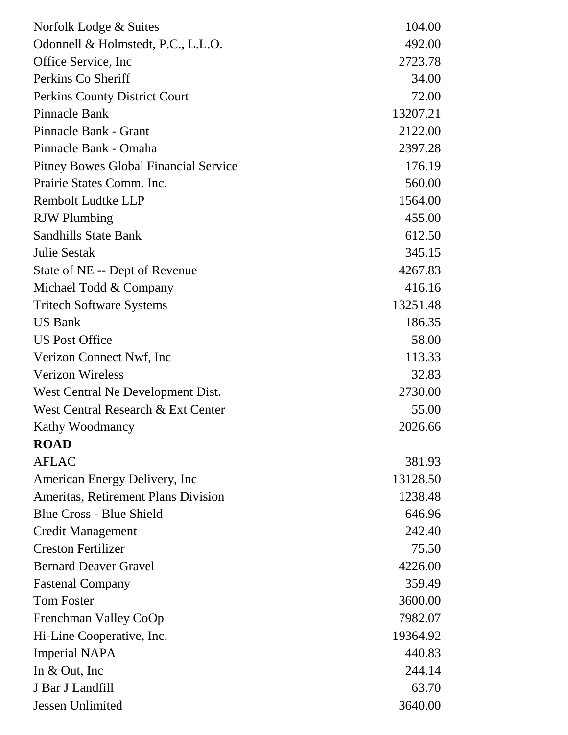| | |
|---|---|
| Norfolk Lodge & Suites | 104.00 |
| Odonnell & Holmstedt, P.C., L.L.O. | 492.00 |
| Office Service, Inc | 2723.78 |
| Perkins Co Sheriff | 34.00 |
| Perkins County District Court | 72.00 |
| Pinnacle Bank | 13207.21 |
| Pinnacle Bank - Grant | 2122.00 |
| Pinnacle Bank - Omaha | 2397.28 |
| Pitney Bowes Global Financial Service | 176.19 |
| Prairie States Comm. Inc. | 560.00 |
| Rembolt Ludtke LLP | 1564.00 |
| RJW Plumbing | 455.00 |
| Sandhills State Bank | 612.50 |
| Julie Sestak | 345.15 |
| State of NE -- Dept of Revenue | 4267.83 |
| Michael Todd & Company | 416.16 |
| Tritech Software Systems | 13251.48 |
| US Bank | 186.35 |
| US Post Office | 58.00 |
| Verizon Connect Nwf, Inc | 113.33 |
| Verizon Wireless | 32.83 |
| West Central Ne Development Dist. | 2730.00 |
| West Central Research & Ext Center | 55.00 |
| Kathy Woodmancy | 2026.66 |
| **ROAD** | |
| AFLAC | 381.93 |
| American Energy Delivery, Inc | 13128.50 |
| Ameritas, Retirement Plans Division | 1238.48 |
| Blue Cross - Blue Shield | 646.96 |
| Credit Management | 242.40 |
| Creston Fertilizer | 75.50 |
| Bernard Deaver Gravel | 4226.00 |
| Fastenal Company | 359.49 |
| Tom Foster | 3600.00 |
| Frenchman Valley CoOp | 7982.07 |
| Hi-Line Cooperative, Inc. | 19364.92 |
| Imperial NAPA | 440.83 |
| In & Out, Inc | 244.14 |
| J Bar J Landfill | 63.70 |
| Jessen Unlimited | 3640.00 |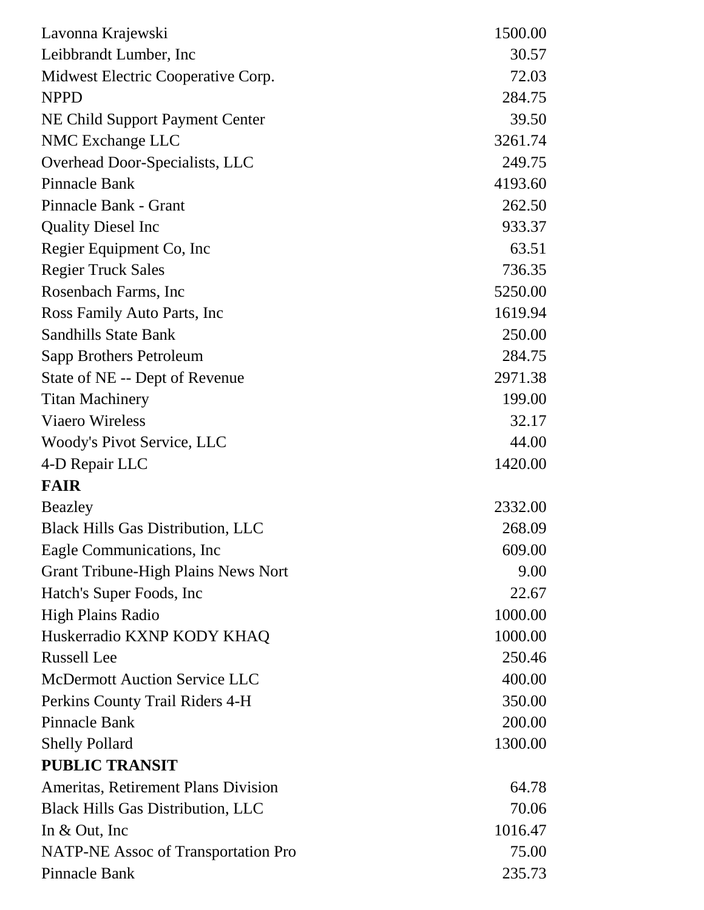| | |
|---|---|
| Lavonna Krajewski | 1500.00 |
| Leibbrandt Lumber, Inc | 30.57 |
| Midwest Electric Cooperative Corp. | 72.03 |
| NPPD | 284.75 |
| NE Child Support Payment Center | 39.50 |
| NMC Exchange LLC | 3261.74 |
| Overhead Door-Specialists, LLC | 249.75 |
| Pinnacle Bank | 4193.60 |
| Pinnacle Bank - Grant | 262.50 |
| Quality Diesel Inc | 933.37 |
| Regier Equipment Co, Inc | 63.51 |
| Regier Truck Sales | 736.35 |
| Rosenbach Farms, Inc | 5250.00 |
| Ross Family Auto Parts, Inc | 1619.94 |
| Sandhills State Bank | 250.00 |
| Sapp Brothers Petroleum | 284.75 |
| State of NE -- Dept of Revenue | 2971.38 |
| Titan Machinery | 199.00 |
| Viaero Wireless | 32.17 |
| Woody's Pivot Service, LLC | 44.00 |
| 4-D Repair LLC | 1420.00 |
| **FAIR** | |
| Beazley | 2332.00 |
| Black Hills Gas Distribution, LLC | 268.09 |
| Eagle Communications, Inc | 609.00 |
| Grant Tribune-High Plains News Nort | 9.00 |
| Hatch's Super Foods, Inc | 22.67 |
| High Plains Radio | 1000.00 |
| Huskerradio KXNP KODY KHAQ | 1000.00 |
| Russell Lee | 250.46 |
| McDermott Auction Service LLC | 400.00 |
| Perkins County Trail Riders 4-H | 350.00 |
| Pinnacle Bank | 200.00 |
| Shelly Pollard | 1300.00 |
| **PUBLIC TRANSIT** | |
| Ameritas, Retirement Plans Division | 64.78 |
| Black Hills Gas Distribution, LLC | 70.06 |
| In & Out, Inc | 1016.47 |
| NATP-NE Assoc of Transportation Pro | 75.00 |
| Pinnacle Bank | 235.73 |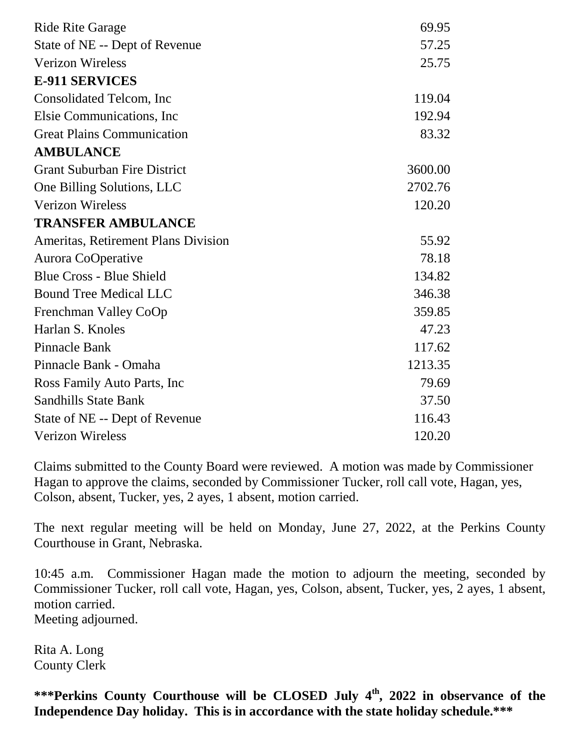| | |
|---|---|
| Ride Rite Garage | 69.95 |
| State of NE -- Dept of Revenue | 57.25 |
| Verizon Wireless | 25.75 |
| **E-911 SERVICES** | |
| Consolidated Telcom, Inc | 119.04 |
| Elsie Communications, Inc | 192.94 |
| Great Plains Communication | 83.32 |
| **AMBULANCE** | |
| Grant Suburban Fire District | 3600.00 |
| One Billing Solutions, LLC | 2702.76 |
| Verizon Wireless | 120.20 |
| **TRANSFER AMBULANCE** | |
| Ameritas, Retirement Plans Division | 55.92 |
| Aurora CoOperative | 78.18 |
| Blue Cross - Blue Shield | 134.82 |
| Bound Tree Medical LLC | 346.38 |
| Frenchman Valley CoOp | 359.85 |
| Harlan S. Knoles | 47.23 |
| Pinnacle Bank | 117.62 |
| Pinnacle Bank - Omaha | 1213.35 |
| Ross Family Auto Parts, Inc | 79.69 |
| Sandhills State Bank | 37.50 |
| State of NE -- Dept of Revenue | 116.43 |
| Verizon Wireless | 120.20 |

Claims submitted to the County Board were reviewed. A motion was made by Commissioner Hagan to approve the claims, seconded by Commissioner Tucker, roll call vote, Hagan, yes, Colson, absent, Tucker, yes, 2 ayes, 1 absent, motion carried.

The next regular meeting will be held on Monday, June 27, 2022, at the Perkins County Courthouse in Grant, Nebraska.

10:45 a.m. Commissioner Hagan made the motion to adjourn the meeting, seconded by Commissioner Tucker, roll call vote, Hagan, yes, Colson, absent, Tucker, yes, 2 ayes, 1 absent, motion carried.
Meeting adjourned.

Rita A. Long
County Clerk

**\*\*\*Perkins County Courthouse will be CLOSED July 4th, 2022 in observance of the Independence Day holiday. This is in accordance with the state holiday schedule.\*\*\***